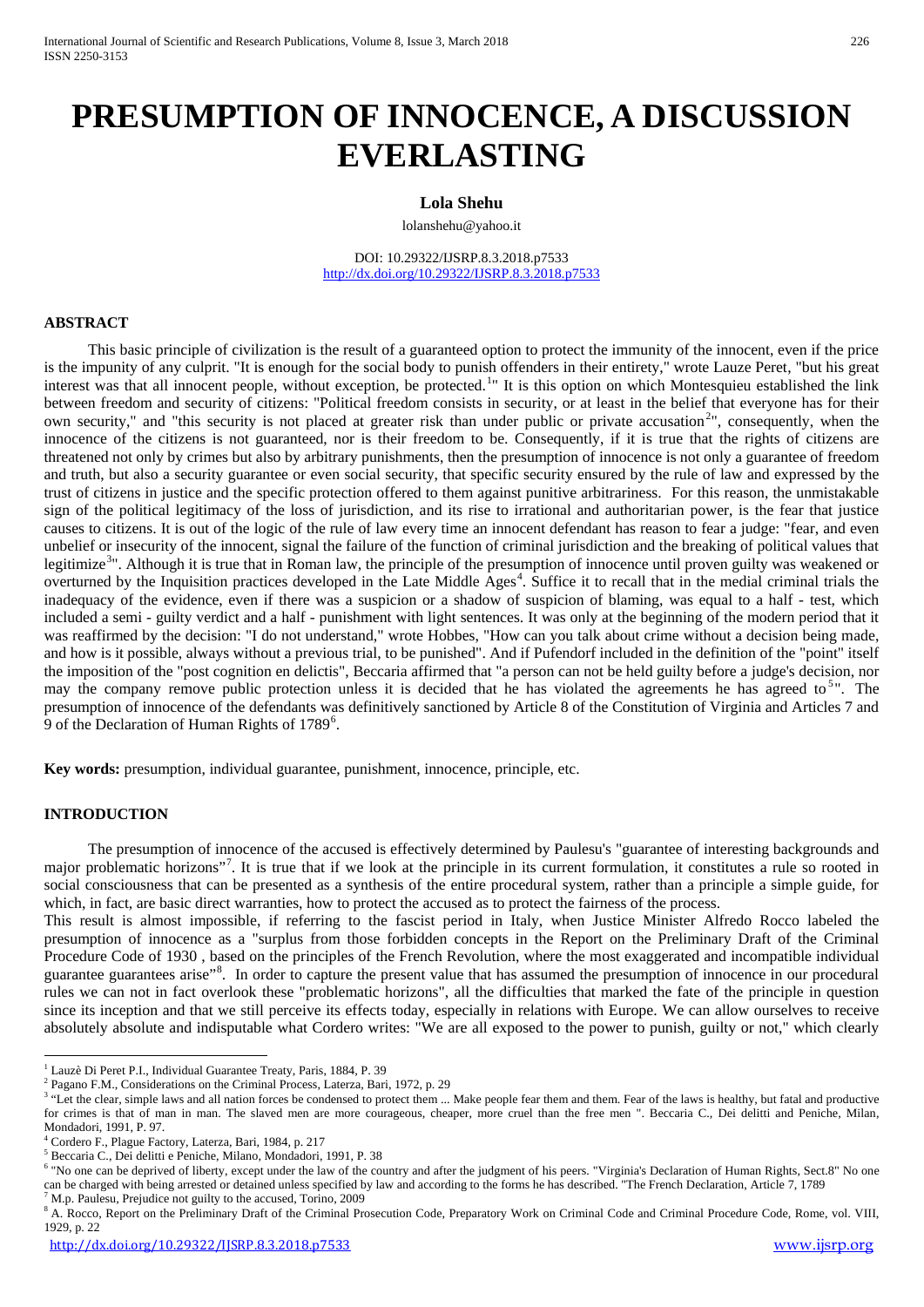# PRESUMPTION OF INNOCENCE, A DISCUSSION EVERLASTING

**Lola Shehu**

lolanshehu@yahoo.it

DOI: 10.29322/IJSRP.8.3.2018.p7533
http://dx.doi.org/10.29322/IJSRP.8.3.2018.p7533

## ABSTRACT

This basic principle of civilization is the result of a guaranteed option to protect the immunity of the innocent, even if the price is the impunity of any culprit. "It is enough for the social body to punish offenders in their entirety," wrote Lauze Peret, "but his great interest was that all innocent people, without exception, be protected.[1]" It is this option on which Montesquieu established the link between freedom and security of citizens: "Political freedom consists in security, or at least in the belief that everyone has for their own security," and "this security is not placed at greater risk than under public or private accusation[2]", consequently, when the innocence of the citizens is not guaranteed, nor is their freedom to be. Consequently, if it is true that the rights of citizens are threatened not only by crimes but also by arbitrary punishments, then the presumption of innocence is not only a guarantee of freedom and truth, but also a security guarantee or even social security, that specific security ensured by the rule of law and expressed by the trust of citizens in justice and the specific protection offered to them against punitive arbitrariness. For this reason, the unmistakable sign of the political legitimacy of the loss of jurisdiction, and its rise to irrational and authoritarian power, is the fear that justice causes to citizens. It is out of the logic of the rule of law every time an innocent defendant has reason to fear a judge: "fear, and even unbelief or insecurity of the innocent, signal the failure of the function of criminal jurisdiction and the breaking of political values that legitimize[3]". Although it is true that in Roman law, the principle of the presumption of innocence until proven guilty was weakened or overturned by the Inquisition practices developed in the Late Middle Ages[4]. Suffice it to recall that in the medial criminal trials the inadequacy of the evidence, even if there was a suspicion or a shadow of suspicion of blaming, was equal to a half - test, which included a semi - guilty verdict and a half - punishment with light sentences. It was only at the beginning of the modern period that it was reaffirmed by the decision: "I do not understand," wrote Hobbes, "How can you talk about crime without a decision being made, and how is it possible, always without a previous trial, to be punished". And if Pufendorf included in the definition of the "point" itself the imposition of the "post cognition en delictis", Beccaria affirmed that "a person can not be held guilty before a judge's decision, nor may the company remove public protection unless it is decided that he has violated the agreements he has agreed to[5]". The presumption of innocence of the defendants was definitively sanctioned by Article 8 of the Constitution of Virginia and Articles 7 and 9 of the Declaration of Human Rights of 1789[6].

**Key words:** presumption, individual guarantee, punishment, innocence, principle, etc.

## INTRODUCTION

The presumption of innocence of the accused is effectively determined by Paulesu's "guarantee of interesting backgrounds and major problematic horizons"[7]. It is true that if we look at the principle in its current formulation, it constitutes a rule so rooted in social consciousness that can be presented as a synthesis of the entire procedural system, rather than a principle a simple guide, for which, in fact, are basic direct warranties, how to protect the accused as to protect the fairness of the process.

This result is almost impossible, if referring to the fascist period in Italy, when Justice Minister Alfredo Rocco labeled the presumption of innocence as a "surplus from those forbidden concepts in the Report on the Preliminary Draft of the Criminal Procedure Code of 1930 , based on the principles of the French Revolution, where the most exaggerated and incompatible individual guarantee guarantees arise"[8]. In order to capture the present value that has assumed the presumption of innocence in our procedural rules we can not in fact overlook these "problematic horizons", all the difficulties that marked the fate of the principle in question since its inception and that we still perceive its effects today, especially in relations with Europe. We can allow ourselves to receive absolutely absolute and indisputable what Cordero writes: "We are all exposed to the power to punish, guilty or not," which clearly

---

[1] Lauzè Di Peret P.I., Individual Guarantee Treaty, Paris, 1884, P. 39

[2] Pagano F.M., Considerations on the Criminal Process, Laterza, Bari, 1972, p. 29

[3] "Let the clear, simple laws and all nation forces be condensed to protect them ... Make people fear them and them. Fear of the laws is healthy, but fatal and productive for crimes is that of man in man. The slaved men are more courageous, cheaper, more cruel than the free men ". Beccaria C., Dei delitti and Peniche, Milan, Mondadori, 1991, P. 97.

[4] Cordero F., Plague Factory, Laterza, Bari, 1984, p. 217

[5] Beccaria C., Dei delitti e Peniche, Milano, Mondadori, 1991, P. 38

[6] "No one can be deprived of liberty, except under the law of the country and after the judgment of his peers. "Virginia's Declaration of Human Rights, Sect.8" No one can be charged with being arrested or detained unless specified by law and according to the forms he has described. "The French Declaration, Article 7, 1789

[7] M.p. Paulesu, Prejudice not guilty to the accused, Torino, 2009

[8] A. Rocco, Report on the Preliminary Draft of the Criminal Prosecution Code, Preparatory Work on Criminal Code and Criminal Procedure Code, Rome, vol. VIII, 1929, p. 22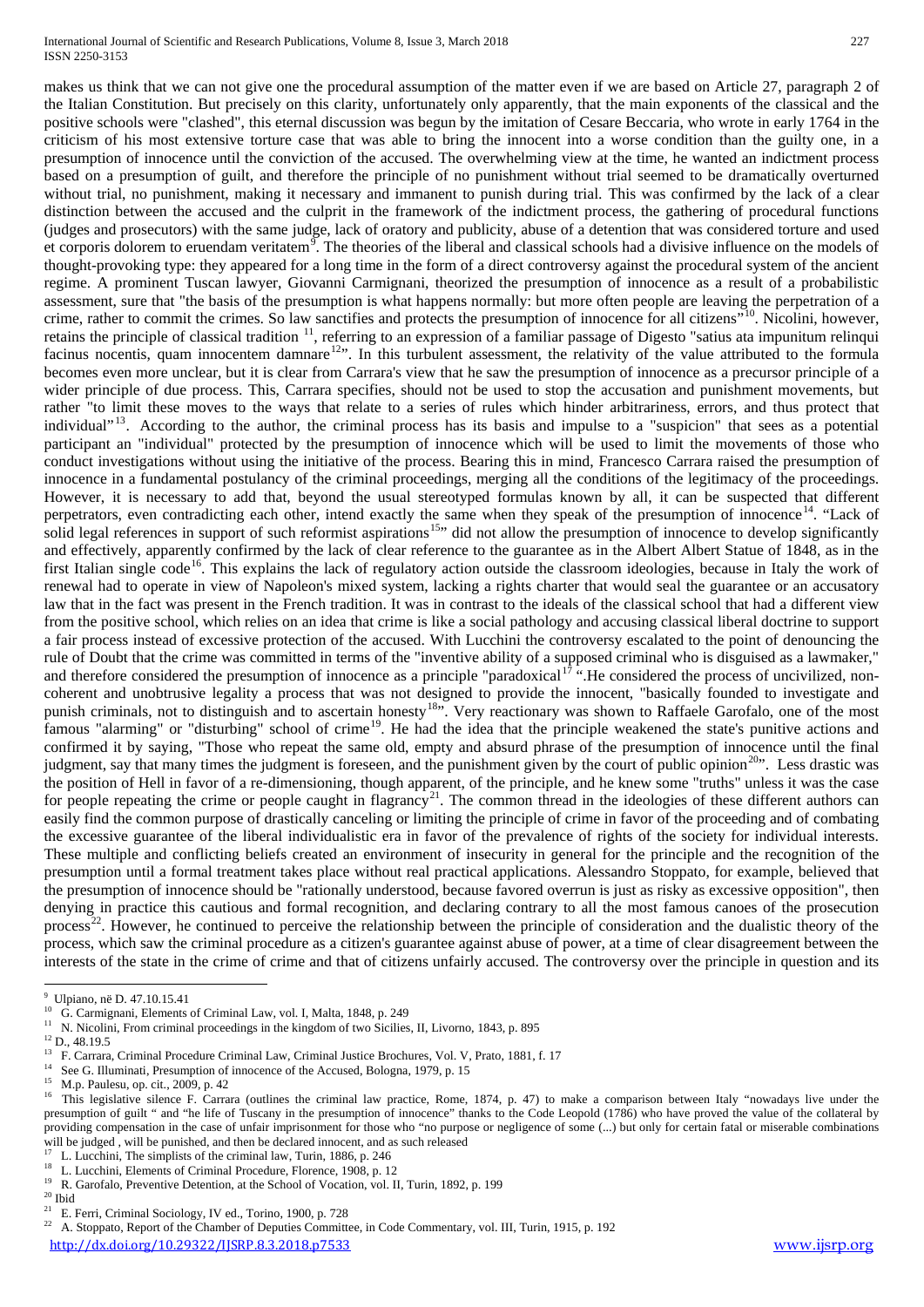makes us think that we can not give one the procedural assumption of the matter even if we are based on Article 27, paragraph 2 of the Italian Constitution. But precisely on this clarity, unfortunately only apparently, that the main exponents of the classical and the positive schools were "clashed", this eternal discussion was begun by the imitation of Cesare Beccaria, who wrote in early 1764 in the criticism of his most extensive torture case that was able to bring the innocent into a worse condition than the guilty one, in a presumption of innocence until the conviction of the accused. The overwhelming view at the time, he wanted an indictment process based on a presumption of guilt, and therefore the principle of no punishment without trial seemed to be dramatically overturned without trial, no punishment, making it necessary and immanent to punish during trial. This was confirmed by the lack of a clear distinction between the accused and the culprit in the framework of the indictment process, the gathering of procedural functions (judges and prosecutors) with the same judge, lack of oratory and publicity, abuse of a detention that was considered torture and used et corporis dolorem to eruendam veritatem[9]. The theories of the liberal and classical schools had a divisive influence on the models of thought-provoking type: they appeared for a long time in the form of a direct controversy against the procedural system of the ancient regime. A prominent Tuscan lawyer, Giovanni Carmignani, theorized the presumption of innocence as a result of a probabilistic assessment, sure that "the basis of the presumption is what happens normally: but more often people are leaving the perpetration of a crime, rather to commit the crimes. So law sanctifies and protects the presumption of innocence for all citizens"[10]. Nicolini, however, retains the principle of classical tradition [11], referring to an expression of a familiar passage of Digesto "satius ata impunitum relinqui facinus nocentis, quam innocentem damnare[12]". In this turbulent assessment, the relativity of the value attributed to the formula becomes even more unclear, but it is clear from Carrara's view that he saw the presumption of innocence as a precursor principle of a wider principle of due process. This, Carrara specifies, should not be used to stop the accusation and punishment movements, but rather "to limit these moves to the ways that relate to a series of rules which hinder arbitrariness, errors, and thus protect that individual"[13]. According to the author, the criminal process has its basis and impulse to a "suspicion" that sees as a potential participant an "individual" protected by the presumption of innocence which will be used to limit the movements of those who conduct investigations without using the initiative of the process. Bearing this in mind, Francesco Carrara raised the presumption of innocence in a fundamental postulancy of the criminal proceedings, merging all the conditions of the legitimacy of the proceedings. However, it is necessary to add that, beyond the usual stereotyped formulas known by all, it can be suspected that different perpetrators, even contradicting each other, intend exactly the same when they speak of the presumption of innocence[14]. "Lack of solid legal references in support of such reformist aspirations[15]" did not allow the presumption of innocence to develop significantly and effectively, apparently confirmed by the lack of clear reference to the guarantee as in the Albert Albert Statue of 1848, as in the first Italian single code[16]. This explains the lack of regulatory action outside the classroom ideologies, because in Italy the work of renewal had to operate in view of Napoleon's mixed system, lacking a rights charter that would seal the guarantee or an accusatory law that in the fact was present in the French tradition. It was in contrast to the ideals of the classical school that had a different view from the positive school, which relies on an idea that crime is like a social pathology and accusing classical liberal doctrine to support a fair process instead of excessive protection of the accused. With Lucchini the controversy escalated to the point of denouncing the rule of Doubt that the crime was committed in terms of the "inventive ability of a supposed criminal who is disguised as a lawmaker," and therefore considered the presumption of innocence as a principle "paradoxical[17]".He considered the process of uncivilized, non-coherent and unobtrusive legality a process that was not designed to provide the innocent, "basically founded to investigate and punish criminals, not to distinguish and to ascertain honesty[18]". Very reactionary was shown to Raffaele Garofalo, one of the most famous "alarming" or "disturbing" school of crime[19]. He had the idea that the principle weakened the state's punitive actions and confirmed it by saying, "Those who repeat the same old, empty and absurd phrase of the presumption of innocence until the final judgment, say that many times the judgment is foreseen, and the punishment given by the court of public opinion[20]". Less drastic was the position of Hell in favor of a re-dimensioning, though apparent, of the principle, and he knew some "truths" unless it was the case for people repeating the crime or people caught in flagrancy[21]. The common thread in the ideologies of these different authors can easily find the common purpose of drastically canceling or limiting the principle of crime in favor of the proceeding and of combating the excessive guarantee of the liberal individualistic era in favor of the prevalence of rights of the society for individual interests. These multiple and conflicting beliefs created an environment of insecurity in general for the principle and the recognition of the presumption until a formal treatment takes place without real practical applications. Alessandro Stoppato, for example, believed that the presumption of innocence should be "rationally understood, because favored overrun is just as risky as excessive opposition", then denying in practice this cautious and formal recognition, and declaring contrary to all the most famous canoes of the prosecution process[22]. However, he continued to perceive the relationship between the principle of consideration and the dualistic theory of the process, which saw the criminal procedure as a citizen's guarantee against abuse of power, at a time of clear disagreement between the interests of the state in the crime of crime and that of citizens unfairly accused. The controversy over the principle in question and its

---

[9] Ulpiano, në D. 47.10.15.41

[10] G. Carmignani, Elements of Criminal Law, vol. I, Malta, 1848, p. 249

[11] N. Nicolini, From criminal proceedings in the kingdom of two Sicilies, II, Livorno, 1843, p. 895

[12] D., 48.19.5

[13] F. Carrara, Criminal Procedure Criminal Law, Criminal Justice Brochures, Vol. V, Prato, 1881, f. 17

[14] See G. Illuminati, Presumption of innocence of the Accused, Bologna, 1979, p. 15

[15] M.p. Paulesu, op. cit., 2009, p. 42

[16] This legislative silence F. Carrara (outlines the criminal law practice, Rome, 1874, p. 47) to make a comparison between Italy "nowadays live under the presumption of guilt " and "he life of Tuscany in the presumption of innocence" thanks to the Code Leopold (1786) who have proved the value of the collateral by providing compensation in the case of unfair imprisonment for those who "no purpose or negligence of some (...) but only for certain fatal or miserable combinations will be judged , will be punished, and then be declared innocent, and as such released

[17] L. Lucchini, The simplists of the criminal law, Turin, 1886, p. 246

[18] L. Lucchini, Elements of Criminal Procedure, Florence, 1908, p. 12

[19] R. Garofalo, Preventive Detention, at the School of Vocation, vol. II, Turin, 1892, p. 199

[20] Ibid

[21] E. Ferri, Criminal Sociology, IV ed., Torino, 1900, p. 728

[22] A. Stoppato, Report of the Chamber of Deputies Committee, in Code Commentary, vol. III, Turin, 1915, p. 192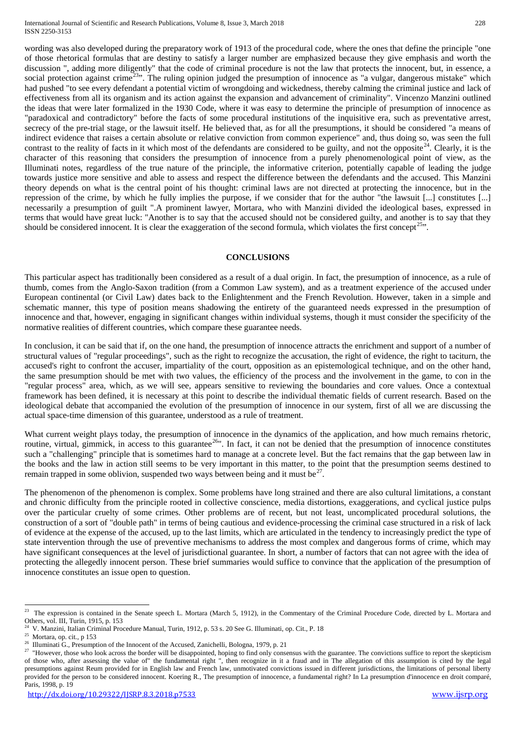wording was also developed during the preparatory work of 1913 of the procedural code, where the ones that define the principle "one of those rhetorical formulas that are destiny to satisfy a larger number are emphasized because they give emphasis and worth the discussion ", adding more diligently" that the code of criminal procedure is not the law that protects the innocent, but, in essence, a social protection against crime[23]". The ruling opinion judged the presumption of innocence as "a vulgar, dangerous mistake" which had pushed "to see every defendant a potential victim of wrongdoing and wickedness, thereby calming the criminal justice and lack of effectiveness from all its organism and its action against the expansion and advancement of criminality". Vincenzo Manzini outlined the ideas that were later formalized in the 1930 Code, where it was easy to determine the principle of presumption of innocence as "paradoxical and contradictory" before the facts of some procedural institutions of the inquisitive era, such as preventative arrest, secrecy of the pre-trial stage, or the lawsuit itself. He believed that, as for all the presumptions, it should be considered "a means of indirect evidence that raises a certain absolute or relative conviction from common experience" and, thus doing so, was seen the full contrast to the reality of facts in it which most of the defendants are considered to be guilty, and not the opposite[24]. Clearly, it is the character of this reasoning that considers the presumption of innocence from a purely phenomenological point of view, as the Illuminati notes, regardless of the true nature of the principle, the informative criterion, potentially capable of leading the judge towards justice more sensitive and able to assess and respect the difference between the defendants and the accused. This Manzini theory depends on what is the central point of his thought: criminal laws are not directed at protecting the innocence, but in the repression of the crime, by which he fully implies the purpose, if we consider that for the author "the lawsuit [...] constitutes [...] necessarily a presumption of guilt ".A prominent lawyer, Mortara, who with Manzini divided the ideological bases, expressed in terms that would have great luck: "Another is to say that the accused should not be considered guilty, and another is to say that they should be considered innocent. It is clear the exaggeration of the second formula, which violates the first concept[25]".

## CONCLUSIONS

This particular aspect has traditionally been considered as a result of a dual origin. In fact, the presumption of innocence, as a rule of thumb, comes from the Anglo-Saxon tradition (from a Common Law system), and as a treatment experience of the accused under European continental (or Civil Law) dates back to the Enlightenment and the French Revolution. However, taken in a simple and schematic manner, this type of position means shadowing the entirety of the guaranteed needs expressed in the presumption of innocence and that, however, engaging in significant changes within individual systems, though it must consider the specificity of the normative realities of different countries, which compare these guarantee needs.

In conclusion, it can be said that if, on the one hand, the presumption of innocence attracts the enrichment and support of a number of structural values of "regular proceedings", such as the right to recognize the accusation, the right of evidence, the right to taciturn, the accused's right to confront the accuser, impartiality of the court, opposition as an epistemological technique, and on the other hand, the same presumption should be met with two values, the efficiency of the process and the involvement in the game, to con in the "regular process" area, which, as we will see, appears sensitive to reviewing the boundaries and core values. Once a contextual framework has been defined, it is necessary at this point to describe the individual thematic fields of current research. Based on the ideological debate that accompanied the evolution of the presumption of innocence in our system, first of all we are discussing the actual space-time dimension of this guarantee, understood as a rule of treatment.

What current weight plays today, the presumption of innocence in the dynamics of the application, and how much remains rhetoric, routine, virtual, gimmick, in access to this guarantee[26]". In fact, it can not be denied that the presumption of innocence constitutes such a "challenging" principle that is sometimes hard to manage at a concrete level. But the fact remains that the gap between law in the books and the law in action still seems to be very important in this matter, to the point that the presumption seems destined to remain trapped in some oblivion, suspended two ways between being and it must be[27].

The phenomenon of the phenomenon is complex. Some problems have long strained and there are also cultural limitations, a constant and chronic difficulty from the principle rooted in collective conscience, media distortions, exaggerations, and cyclical justice pulps over the particular cruelty of some crimes. Other problems are of recent, but not least, uncomplicated procedural solutions, the construction of a sort of "double path" in terms of being cautious and evidence-processing the criminal case structured in a risk of lack of evidence at the expense of the accused, up to the last limits, which are articulated in the tendency to increasingly predict the type of state intervention through the use of preventive mechanisms to address the most complex and dangerous forms of crime, which may have significant consequences at the level of jurisdictional guarantee. In short, a number of factors that can not agree with the idea of protecting the allegedly innocent person. These brief summaries would suffice to convince that the application of the presumption of innocence constitutes an issue open to question.

---

[23] The expression is contained in the Senate speech L. Mortara (March 5, 1912), in the Commentary of the Criminal Procedure Code, directed by L. Mortara and Others, vol. III, Turin, 1915, p. 153

[24] V. Manzini, Italian Criminal Procedure Manual, Turin, 1912, p. 53 s. 20 See G. Illuminati, op. Cit., P. 18

[25] Mortara, op. cit., p 153

[26] Illuminati G., Presumption of the Innocent of the Accused, Zanichelli, Bologna, 1979, p. 21

[27] "However, those who look across the border will be disappointed, hoping to find only consensus with the guarantee. The convictions suffice to report the skepticism of those who, after assessing the value of" the fundamental right ", then recognize in it a fraud and in The allegation of this assumption is cited by the legal presumptions against Reum provided for in English law and French law, unmotivated convictions issued in different jurisdictions, the limitations of personal liberty provided for the person to be considered innocent. Koering R., The presumption of innocence, a fundamental right? In La presumption d'innocence en droit comparé, Paris, 1998, p. 19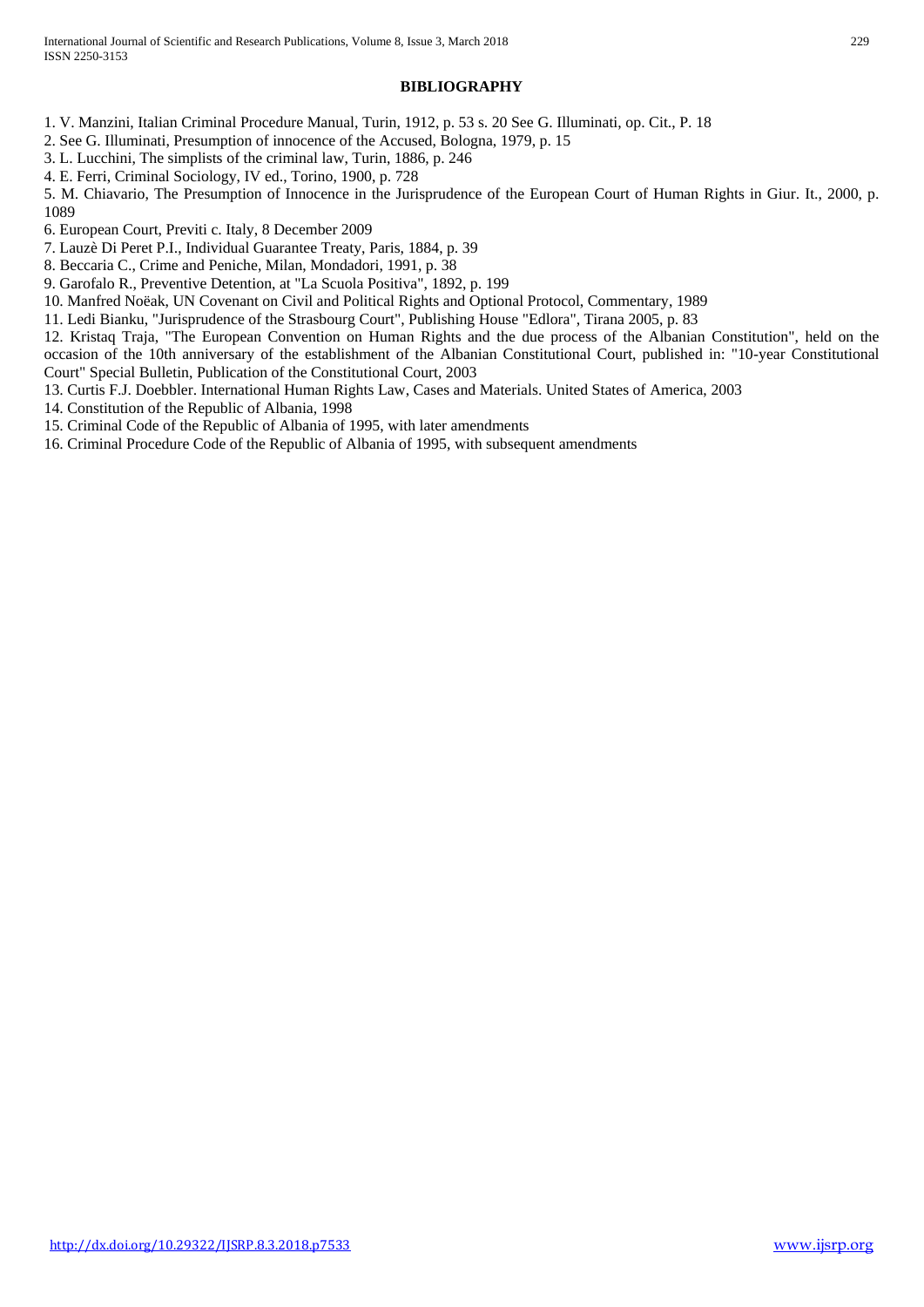## BIBLIOGRAPHY

1. V. Manzini, Italian Criminal Procedure Manual, Turin, 1912, p. 53 s. 20 See G. Illuminati, op. Cit., P. 18
2. See G. Illuminati, Presumption of innocence of the Accused, Bologna, 1979, p. 15
3. L. Lucchini, The simplists of the criminal law, Turin, 1886, p. 246
4. E. Ferri, Criminal Sociology, IV ed., Torino, 1900, p. 728
5. M. Chiavario, The Presumption of Innocence in the Jurisprudence of the European Court of Human Rights in Giur. It., 2000, p. 1089
6. European Court, Previti c. Italy, 8 December 2009
7. Lauzè Di Peret P.I., Individual Guarantee Treaty, Paris, 1884, p. 39
8. Beccaria C., Crime and Peniche, Milan, Mondadori, 1991, p. 38
9. Garofalo R., Preventive Detention, at "La Scuola Positiva", 1892, p. 199
10. Manfred Noëak, UN Covenant on Civil and Political Rights and Optional Protocol, Commentary, 1989
11. Ledi Bianku, "Jurisprudence of the Strasbourg Court", Publishing House "Edlora", Tirana 2005, p. 83
12. Kristaq Traja, "The European Convention on Human Rights and the due process of the Albanian Constitution", held on the occasion of the 10th anniversary of the establishment of the Albanian Constitutional Court, published in: "10-year Constitutional Court" Special Bulletin, Publication of the Constitutional Court, 2003
13. Curtis F.J. Doebbler. International Human Rights Law, Cases and Materials. United States of America, 2003
14. Constitution of the Republic of Albania, 1998
15. Criminal Code of the Republic of Albania of 1995, with later amendments
16. Criminal Procedure Code of the Republic of Albania of 1995, with subsequent amendments